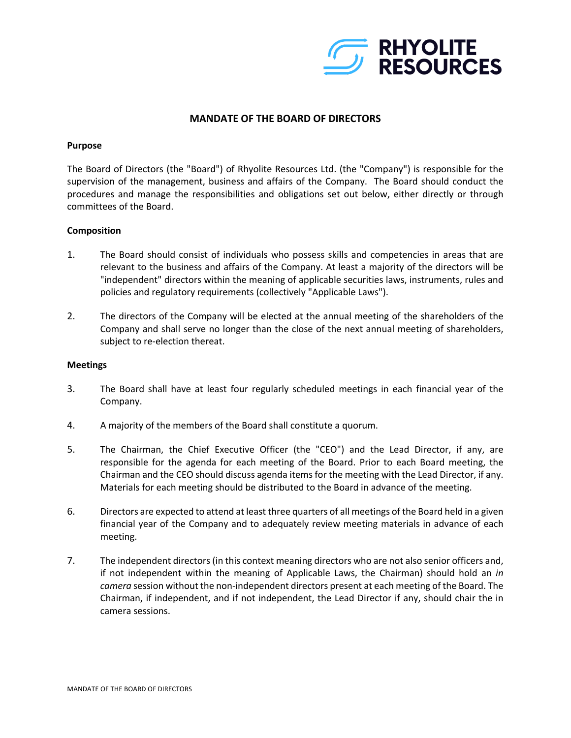RHYOLITE RESOURCES

# MANDATE OF THE BOARD OF DIRECTORS

## Purpose

The Board of Directors (the "Board") of Rhyolite Resources Ltd. (the "Company") is responsible for the supervision of the management, business and affairs of the Company. The Board should conduct the procedures and manage the responsibilities and obligations set out below, either directly or through committees of the Board.

## Composition

1. The Board should consist of individuals who possess skills and competencies in areas that are relevant to the business and affairs of the Company. At least a majority of the directors will be "independent" directors within the meaning of applicable securities laws, instruments, rules and policies and regulatory requirements (collectively "Applicable Laws").

2. The directors of the Company will be elected at the annual meeting of the shareholders of the Company and shall serve no longer than the close of the next annual meeting of shareholders, subject to re-election thereat.

## Meetings

3. The Board shall have at least four regularly scheduled meetings in each financial year of the Company.

4. A majority of the members of the Board shall constitute a quorum.

5. The Chairman, the Chief Executive Officer (the "CEO") and the Lead Director, if any, are responsible for the agenda for each meeting of the Board. Prior to each Board meeting, the Chairman and the CEO should discuss agenda items for the meeting with the Lead Director, if any. Materials for each meeting should be distributed to the Board in advance of the meeting.

6. Directors are expected to attend at least three quarters of all meetings of the Board held in a given financial year of the Company and to adequately review meeting materials in advance of each meeting.

7. The independent directors (in this context meaning directors who are not also senior officers and, if not independent within the meaning of Applicable Laws, the Chairman) should hold an *in camera* session without the non-independent directors present at each meeting of the Board. The Chairman, if independent, and if not independent, the Lead Director if any, should chair the in camera sessions.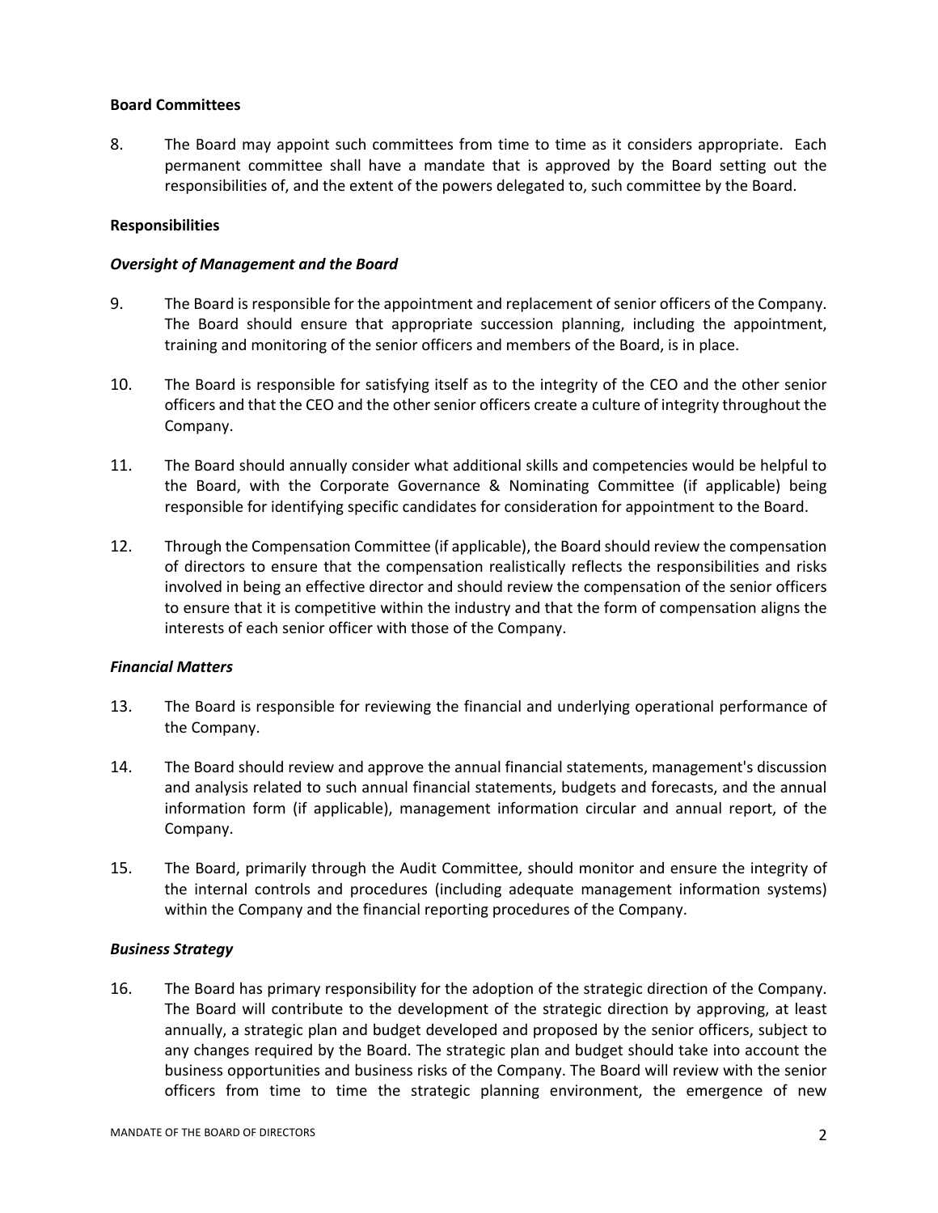**Board Committees**

8. The Board may appoint such committees from time to time as it considers appropriate. Each permanent committee shall have a mandate that is approved by the Board setting out the responsibilities of, and the extent of the powers delegated to, such committee by the Board.

**Responsibilities**

***Oversight of Management and the Board***

9. The Board is responsible for the appointment and replacement of senior officers of the Company. The Board should ensure that appropriate succession planning, including the appointment, training and monitoring of the senior officers and members of the Board, is in place.

10. The Board is responsible for satisfying itself as to the integrity of the CEO and the other senior officers and that the CEO and the other senior officers create a culture of integrity throughout the Company.

11. The Board should annually consider what additional skills and competencies would be helpful to the Board, with the Corporate Governance & Nominating Committee (if applicable) being responsible for identifying specific candidates for consideration for appointment to the Board.

12. Through the Compensation Committee (if applicable), the Board should review the compensation of directors to ensure that the compensation realistically reflects the responsibilities and risks involved in being an effective director and should review the compensation of the senior officers to ensure that it is competitive within the industry and that the form of compensation aligns the interests of each senior officer with those of the Company.

***Financial Matters***

13. The Board is responsible for reviewing the financial and underlying operational performance of the Company.

14. The Board should review and approve the annual financial statements, management's discussion and analysis related to such annual financial statements, budgets and forecasts, and the annual information form (if applicable), management information circular and annual report, of the Company.

15. The Board, primarily through the Audit Committee, should monitor and ensure the integrity of the internal controls and procedures (including adequate management information systems) within the Company and the financial reporting procedures of the Company.

***Business Strategy***

16. The Board has primary responsibility for the adoption of the strategic direction of the Company. The Board will contribute to the development of the strategic direction by approving, at least annually, a strategic plan and budget developed and proposed by the senior officers, subject to any changes required by the Board. The strategic plan and budget should take into account the business opportunities and business risks of the Company. The Board will review with the senior officers from time to time the strategic planning environment, the emergence of new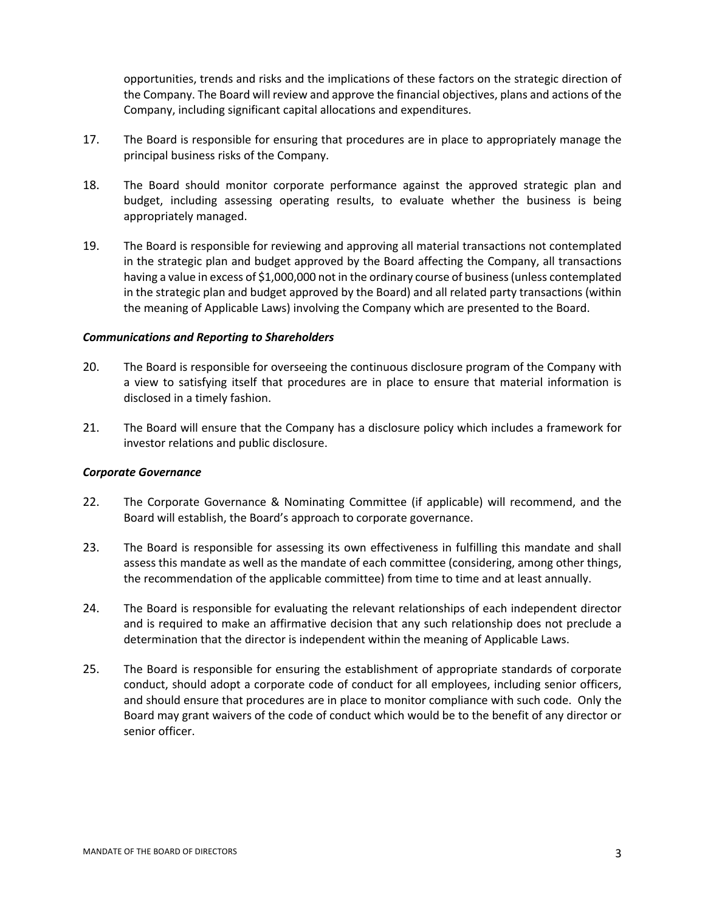opportunities, trends and risks and the implications of these factors on the strategic direction of the Company. The Board will review and approve the financial objectives, plans and actions of the Company, including significant capital allocations and expenditures.

17. The Board is responsible for ensuring that procedures are in place to appropriately manage the principal business risks of the Company.

18. The Board should monitor corporate performance against the approved strategic plan and budget, including assessing operating results, to evaluate whether the business is being appropriately managed.

19. The Board is responsible for reviewing and approving all material transactions not contemplated in the strategic plan and budget approved by the Board affecting the Company, all transactions having a value in excess of $1,000,000 not in the ordinary course of business (unless contemplated in the strategic plan and budget approved by the Board) and all related party transactions (within the meaning of Applicable Laws) involving the Company which are presented to the Board.

***Communications and Reporting to Shareholders***

20. The Board is responsible for overseeing the continuous disclosure program of the Company with a view to satisfying itself that procedures are in place to ensure that material information is disclosed in a timely fashion.

21. The Board will ensure that the Company has a disclosure policy which includes a framework for investor relations and public disclosure.

***Corporate Governance***

22. The Corporate Governance & Nominating Committee (if applicable) will recommend, and the Board will establish, the Board's approach to corporate governance.

23. The Board is responsible for assessing its own effectiveness in fulfilling this mandate and shall assess this mandate as well as the mandate of each committee (considering, among other things, the recommendation of the applicable committee) from time to time and at least annually.

24. The Board is responsible for evaluating the relevant relationships of each independent director and is required to make an affirmative decision that any such relationship does not preclude a determination that the director is independent within the meaning of Applicable Laws.

25. The Board is responsible for ensuring the establishment of appropriate standards of corporate conduct, should adopt a corporate code of conduct for all employees, including senior officers, and should ensure that procedures are in place to monitor compliance with such code. Only the Board may grant waivers of the code of conduct which would be to the benefit of any director or senior officer.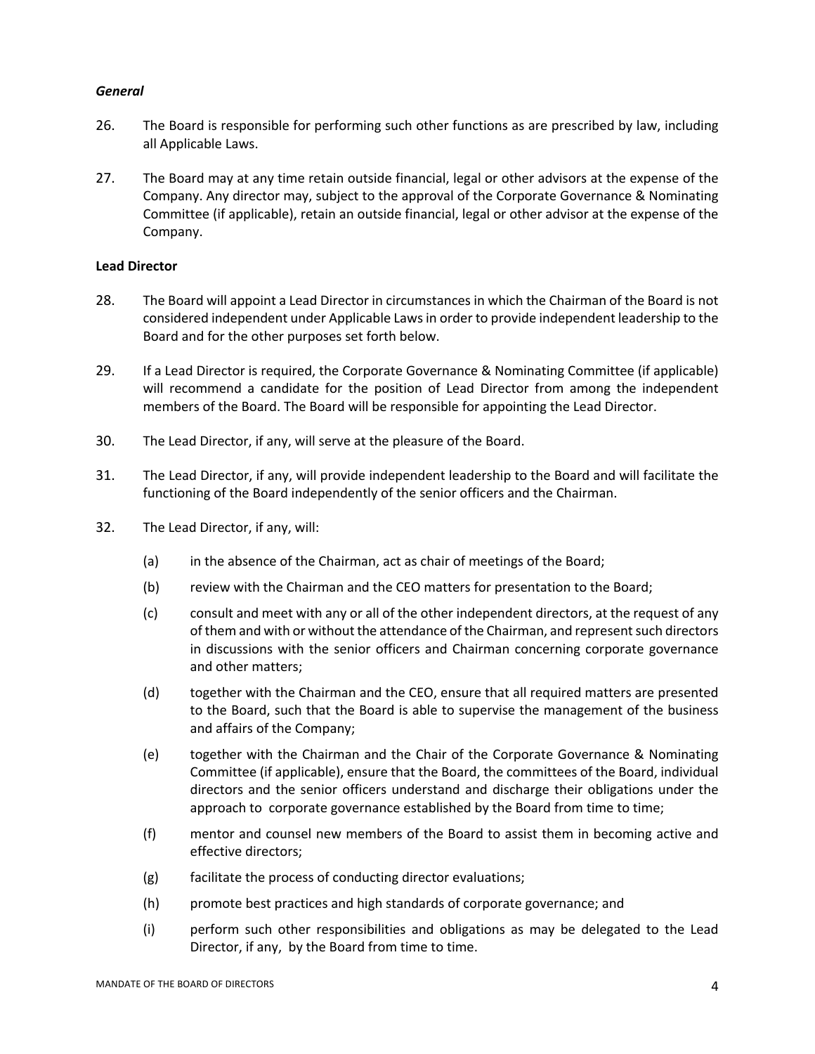*General*

26. The Board is responsible for performing such other functions as are prescribed by law, including all Applicable Laws.

27. The Board may at any time retain outside financial, legal or other advisors at the expense of the Company. Any director may, subject to the approval of the Corporate Governance & Nominating Committee (if applicable), retain an outside financial, legal or other advisor at the expense of the Company.

**Lead Director**

28. The Board will appoint a Lead Director in circumstances in which the Chairman of the Board is not considered independent under Applicable Laws in order to provide independent leadership to the Board and for the other purposes set forth below.

29. If a Lead Director is required, the Corporate Governance & Nominating Committee (if applicable) will recommend a candidate for the position of Lead Director from among the independent members of the Board. The Board will be responsible for appointing the Lead Director.

30. The Lead Director, if any, will serve at the pleasure of the Board.

31. The Lead Director, if any, will provide independent leadership to the Board and will facilitate the functioning of the Board independently of the senior officers and the Chairman.

32. The Lead Director, if any, will:

    (a) in the absence of the Chairman, act as chair of meetings of the Board;

    (b) review with the Chairman and the CEO matters for presentation to the Board;

    (c) consult and meet with any or all of the other independent directors, at the request of any of them and with or without the attendance of the Chairman, and represent such directors in discussions with the senior officers and Chairman concerning corporate governance and other matters;

    (d) together with the Chairman and the CEO, ensure that all required matters are presented to the Board, such that the Board is able to supervise the management of the business and affairs of the Company;

    (e) together with the Chairman and the Chair of the Corporate Governance & Nominating Committee (if applicable), ensure that the Board, the committees of the Board, individual directors and the senior officers understand and discharge their obligations under the approach to corporate governance established by the Board from time to time;

    (f) mentor and counsel new members of the Board to assist them in becoming active and effective directors;

    (g) facilitate the process of conducting director evaluations;

    (h) promote best practices and high standards of corporate governance; and

    (i) perform such other responsibilities and obligations as may be delegated to the Lead Director, if any, by the Board from time to time.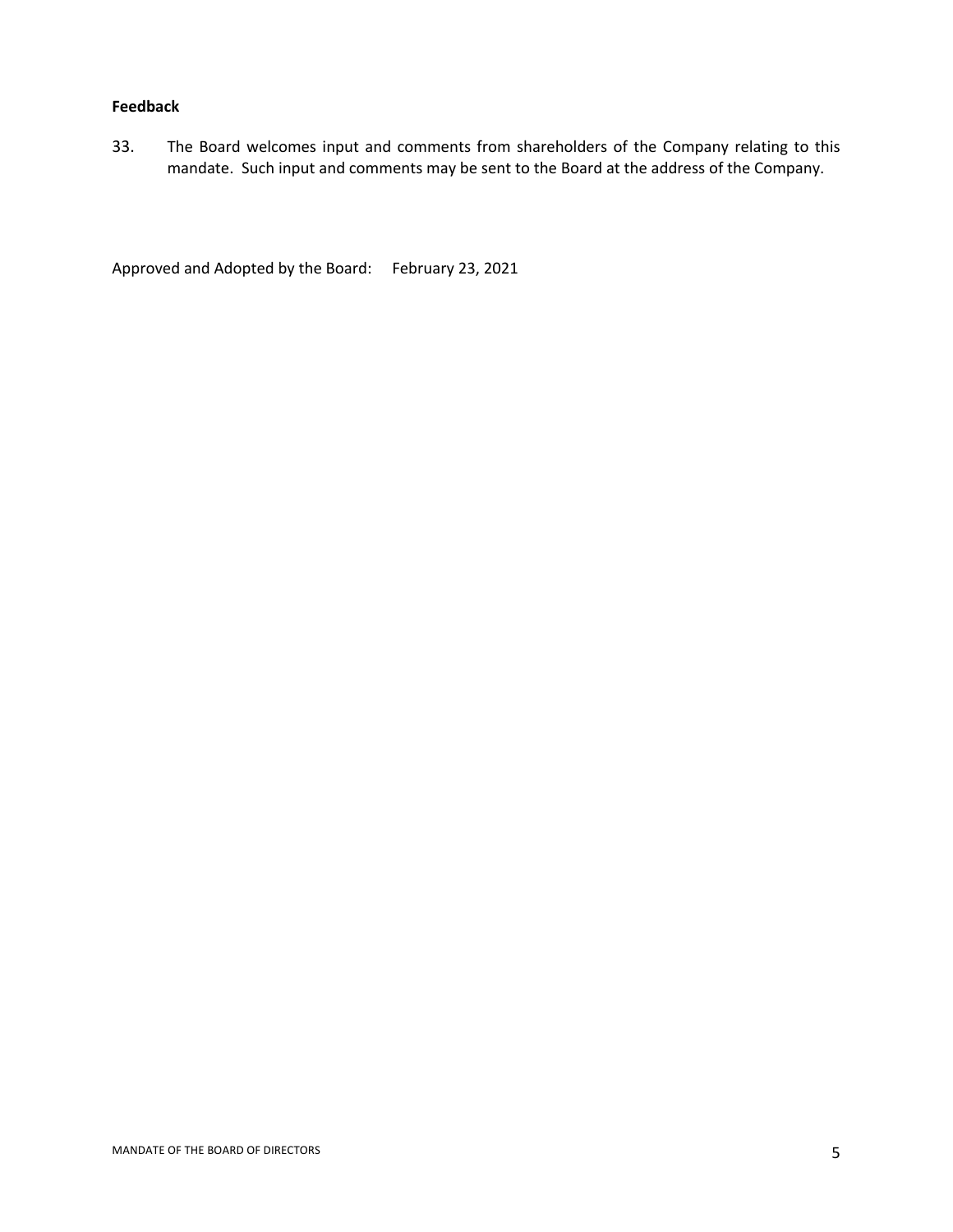**Feedback**

33. The Board welcomes input and comments from shareholders of the Company relating to this mandate. Such input and comments may be sent to the Board at the address of the Company.

Approved and Adopted by the Board: February 23, 2021